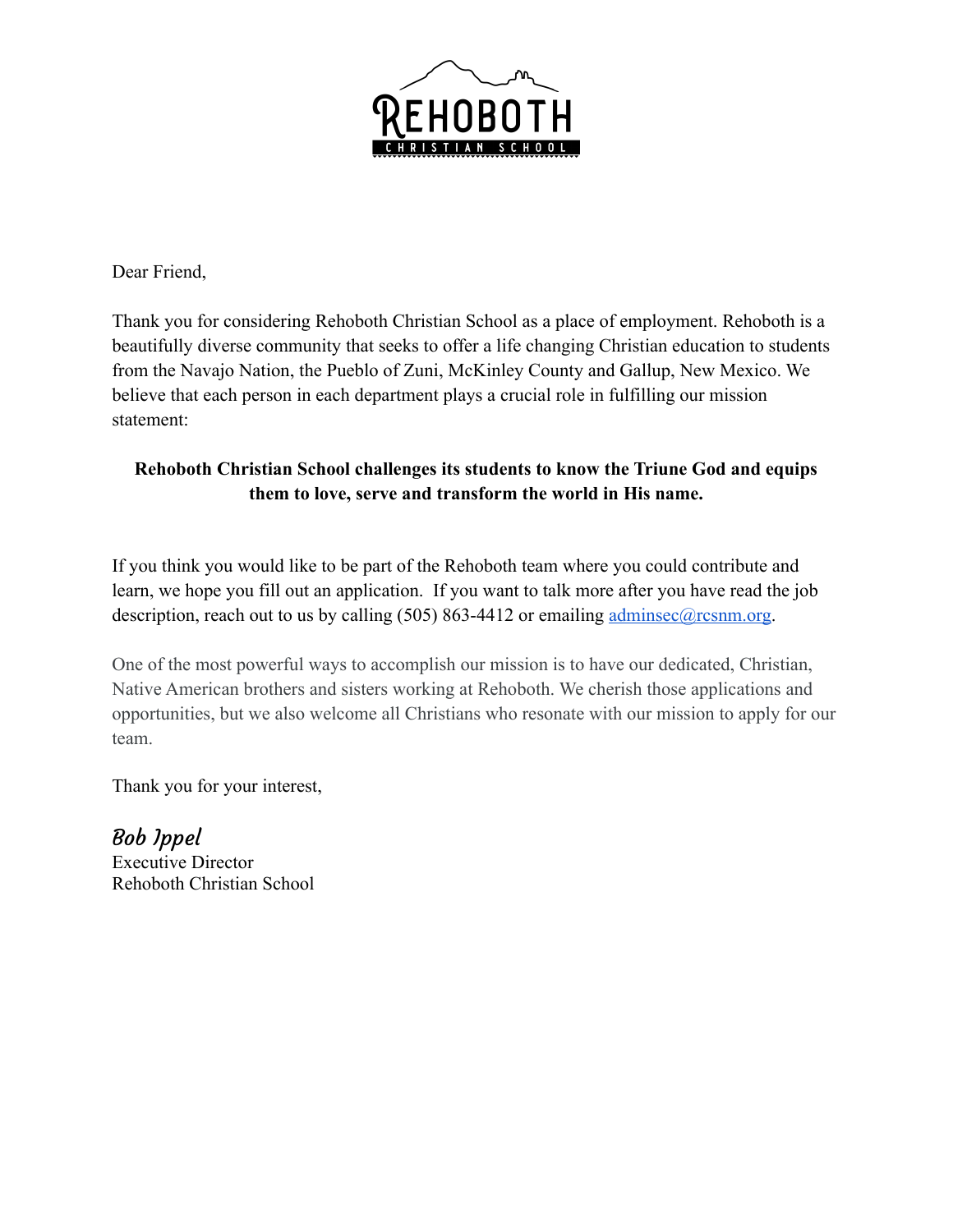Dear Friend,

Thank you for considering Rehoboth Christian School as a place of employment. Rehoboth is a beautifully diverse community that seeks to offer a life changing Christian education to students from the Navajo Nation, the Pueblo of Zuni, McKinley County and Gallup, New Mexico. We believe that each person in each department plays a crucial role in fulfilling our mission statement:

**Rehoboth Christian School challenges its students to know the Triune God and equips them to love, serve and transform the world in His name.**

If you think you would like to be part of the Rehoboth team where you could contribute and learn, we hope you fill out an application. If you want to talk more after you have read the job description, reach out to us by calling (505) 863-4412 or emailing [adminsec@rcsnm.org](mailto:adminsec@rcsnm.org).

One of the most powerful ways to accomplish our mission is to have our dedicated, Christian, Native American brothers and sisters working at Rehoboth. We cherish those applications and opportunities, but we also welcome all Christians who resonate with our mission to apply for our team.

Thank you for your interest,

*Bob Ippel*
Executive Director
Rehoboth Christian School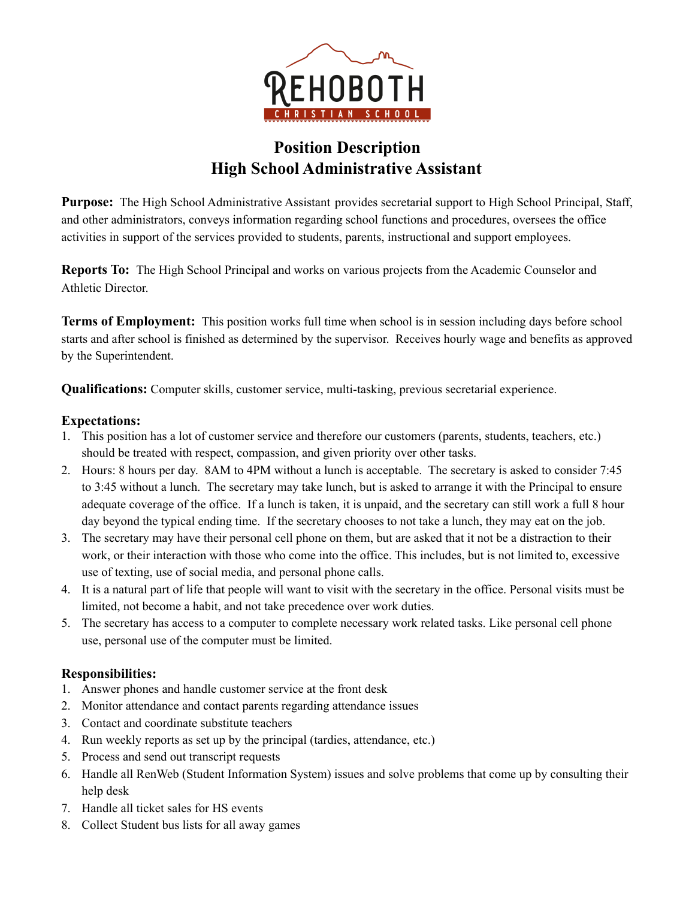# Position Description
# High School Administrative Assistant

**Purpose:** The High School Administrative Assistant provides secretarial support to High School Principal, Staff, and other administrators, conveys information regarding school functions and procedures, oversees the office activities in support of the services provided to students, parents, instructional and support employees.

**Reports To:** The High School Principal and works on various projects from the Academic Counselor and Athletic Director.

**Terms of Employment:** This position works full time when school is in session including days before school starts and after school is finished as determined by the supervisor. Receives hourly wage and benefits as approved by the Superintendent.

**Qualifications:** Computer skills, customer service, multi-tasking, previous secretarial experience.

### Expectations:

1. This position has a lot of customer service and therefore our customers (parents, students, teachers, etc.) should be treated with respect, compassion, and given priority over other tasks.
2. Hours: 8 hours per day. 8AM to 4PM without a lunch is acceptable. The secretary is asked to consider 7:45 to 3:45 without a lunch. The secretary may take lunch, but is asked to arrange it with the Principal to ensure adequate coverage of the office. If a lunch is taken, it is unpaid, and the secretary can still work a full 8 hour day beyond the typical ending time. If the secretary chooses to not take a lunch, they may eat on the job.
3. The secretary may have their personal cell phone on them, but are asked that it not be a distraction to their work, or their interaction with those who come into the office. This includes, but is not limited to, excessive use of texting, use of social media, and personal phone calls.
4. It is a natural part of life that people will want to visit with the secretary in the office. Personal visits must be limited, not become a habit, and not take precedence over work duties.
5. The secretary has access to a computer to complete necessary work related tasks. Like personal cell phone use, personal use of the computer must be limited.

### Responsibilities:

1. Answer phones and handle customer service at the front desk
2. Monitor attendance and contact parents regarding attendance issues
3. Contact and coordinate substitute teachers
4. Run weekly reports as set up by the principal (tardies, attendance, etc.)
5. Process and send out transcript requests
6. Handle all RenWeb (Student Information System) issues and solve problems that come up by consulting their help desk
7. Handle all ticket sales for HS events
8. Collect Student bus lists for all away games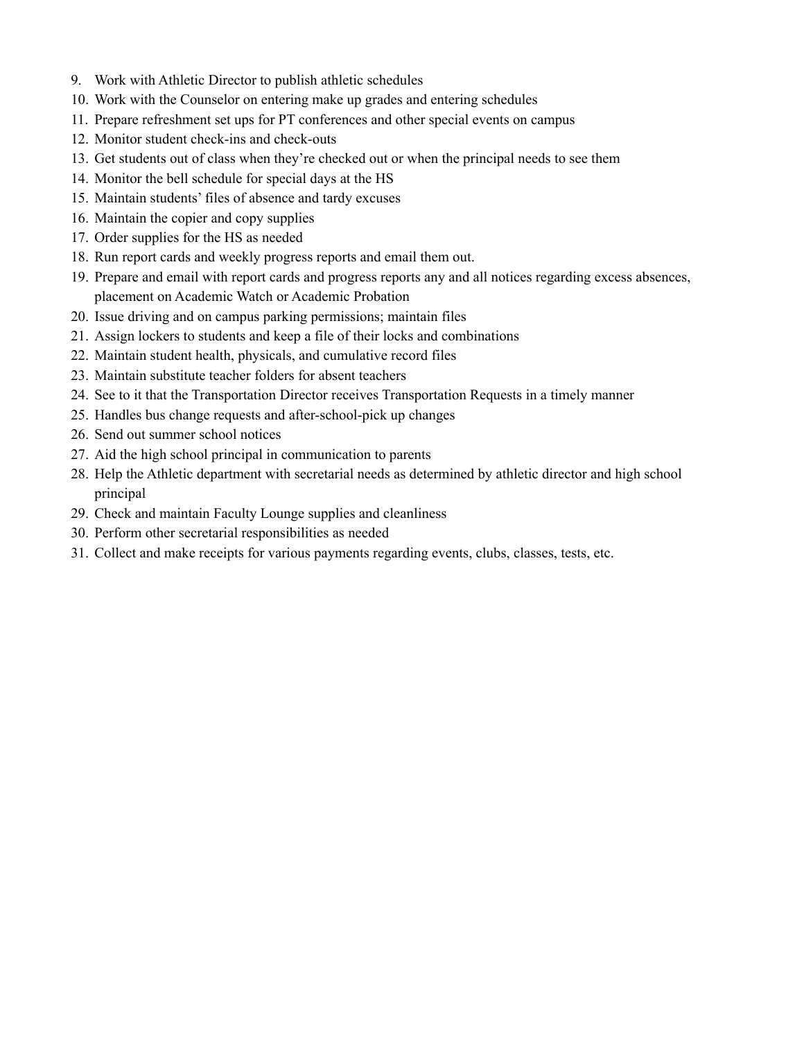9. Work with Athletic Director to publish athletic schedules
10. Work with the Counselor on entering make up grades and entering schedules
11. Prepare refreshment set ups for PT conferences and other special events on campus
12. Monitor student check-ins and check-outs
13. Get students out of class when they're checked out or when the principal needs to see them
14. Monitor the bell schedule for special days at the HS
15. Maintain students' files of absence and tardy excuses
16. Maintain the copier and copy supplies
17. Order supplies for the HS as needed
18. Run report cards and weekly progress reports and email them out.
19. Prepare and email with report cards and progress reports any and all notices regarding excess absences, placement on Academic Watch or Academic Probation
20. Issue driving and on campus parking permissions; maintain files
21. Assign lockers to students and keep a file of their locks and combinations
22. Maintain student health, physicals, and cumulative record files
23. Maintain substitute teacher folders for absent teachers
24. See to it that the Transportation Director receives Transportation Requests in a timely manner
25. Handles bus change requests and after-school-pick up changes
26. Send out summer school notices
27. Aid the high school principal in communication to parents
28. Help the Athletic department with secretarial needs as determined by athletic director and high school principal
29. Check and maintain Faculty Lounge supplies and cleanliness
30. Perform other secretarial responsibilities as needed
31. Collect and make receipts for various payments regarding events, clubs, classes, tests, etc.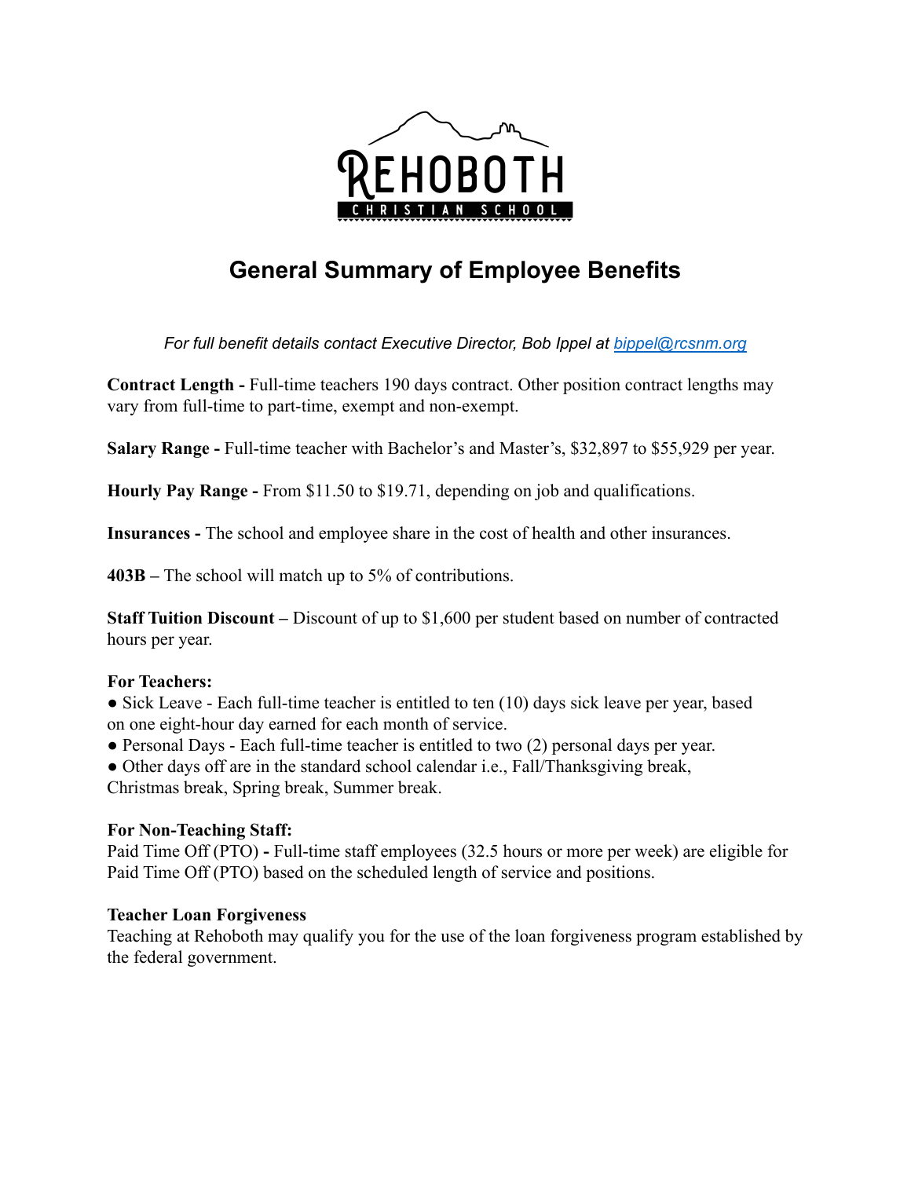REHOBOTH

CHRISTIAN SCHOOL

# General Summary of Employee Benefits

*For full benefit details contact Executive Director, Bob Ippel at [bippel@rcsnm.org](mailto:bippel@rcsnm.org)*

**Contract Length -** Full-time teachers 190 days contract. Other position contract lengths may vary from full-time to part-time, exempt and non-exempt.

**Salary Range -** Full-time teacher with Bachelor's and Master's, $32,897 to $55,929 per year.

**Hourly Pay Range -** From $11.50 to $19.71, depending on job and qualifications.

**Insurances -** The school and employee share in the cost of health and other insurances.

**403B –** The school will match up to 5% of contributions.

**Staff Tuition Discount –** Discount of up to $1,600 per student based on number of contracted hours per year.

**For Teachers:**

- Sick Leave - Each full-time teacher is entitled to ten (10) days sick leave per year, based on one eight-hour day earned for each month of service.
- Personal Days - Each full-time teacher is entitled to two (2) personal days per year.
- Other days off are in the standard school calendar i.e., Fall/Thanksgiving break, Christmas break, Spring break, Summer break.

**For Non-Teaching Staff:**

Paid Time Off (PTO) **-** Full-time staff employees (32.5 hours or more per week) are eligible for Paid Time Off (PTO) based on the scheduled length of service and positions.

**Teacher Loan Forgiveness**

Teaching at Rehoboth may qualify you for the use of the loan forgiveness program established by the federal government.